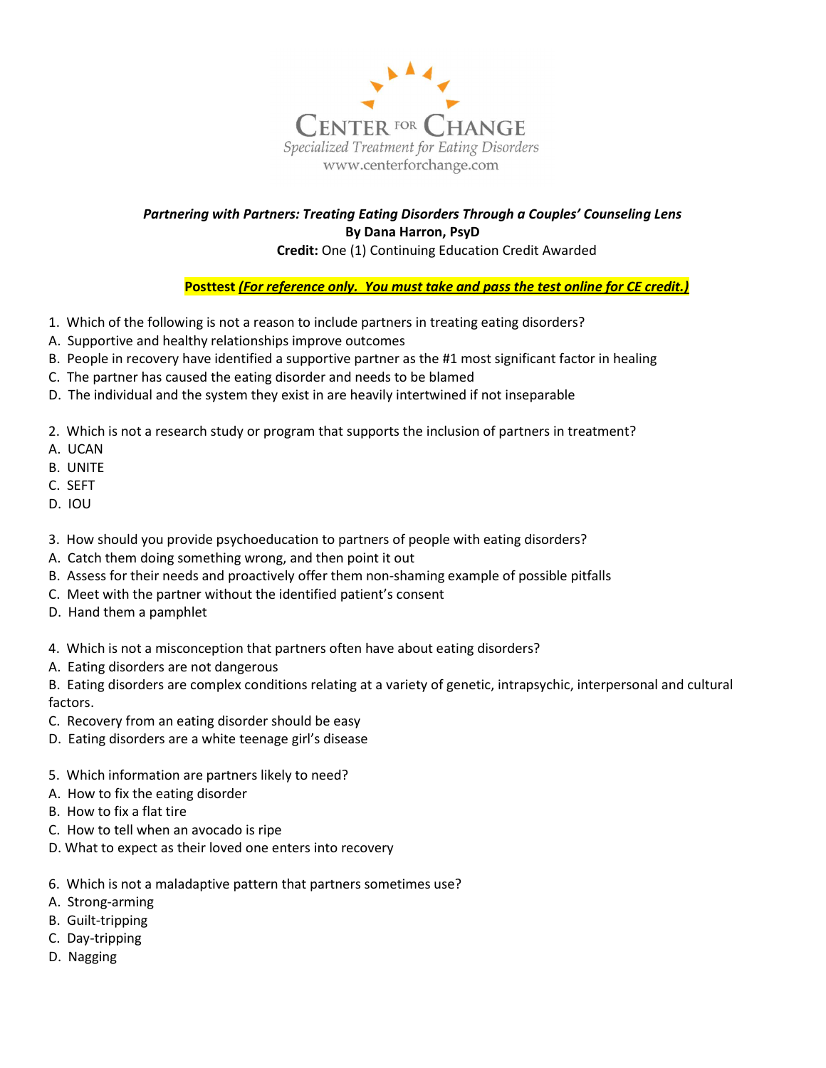CENTER FOR CHANGE

*Specialized Treatment for Eating Disorders*

www.centerforchange.com

***Partnering with Partners: Treating Eating Disorders Through a Couples' Counseling Lens***

**By Dana Harron, PsyD**

**Credit:** One (1) Continuing Education Credit Awarded

**Posttest** ***(For reference only. You must take and pass the test online for CE credit.)***

1. Which of the following is not a reason to include partners in treating eating disorders?
A. Supportive and healthy relationships improve outcomes
B. People in recovery have identified a supportive partner as the #1 most significant factor in healing
C. The partner has caused the eating disorder and needs to be blamed
D. The individual and the system they exist in are heavily intertwined if not inseparable

2. Which is not a research study or program that supports the inclusion of partners in treatment?
A. UCAN
B. UNITE
C. SEFT
D. IOU

3. How should you provide psychoeducation to partners of people with eating disorders?
A. Catch them doing something wrong, and then point it out
B. Assess for their needs and proactively offer them non-shaming example of possible pitfalls
C. Meet with the partner without the identified patient's consent
D. Hand them a pamphlet

4. Which is not a misconception that partners often have about eating disorders?
A. Eating disorders are not dangerous
B. Eating disorders are complex conditions relating at a variety of genetic, intrapsychic, interpersonal and cultural factors.
C. Recovery from an eating disorder should be easy
D. Eating disorders are a white teenage girl's disease

5. Which information are partners likely to need?
A. How to fix the eating disorder
B. How to fix a flat tire
C. How to tell when an avocado is ripe
D. What to expect as their loved one enters into recovery

6. Which is not a maladaptive pattern that partners sometimes use?
A. Strong-arming
B. Guilt-tripping
C. Day-tripping
D. Nagging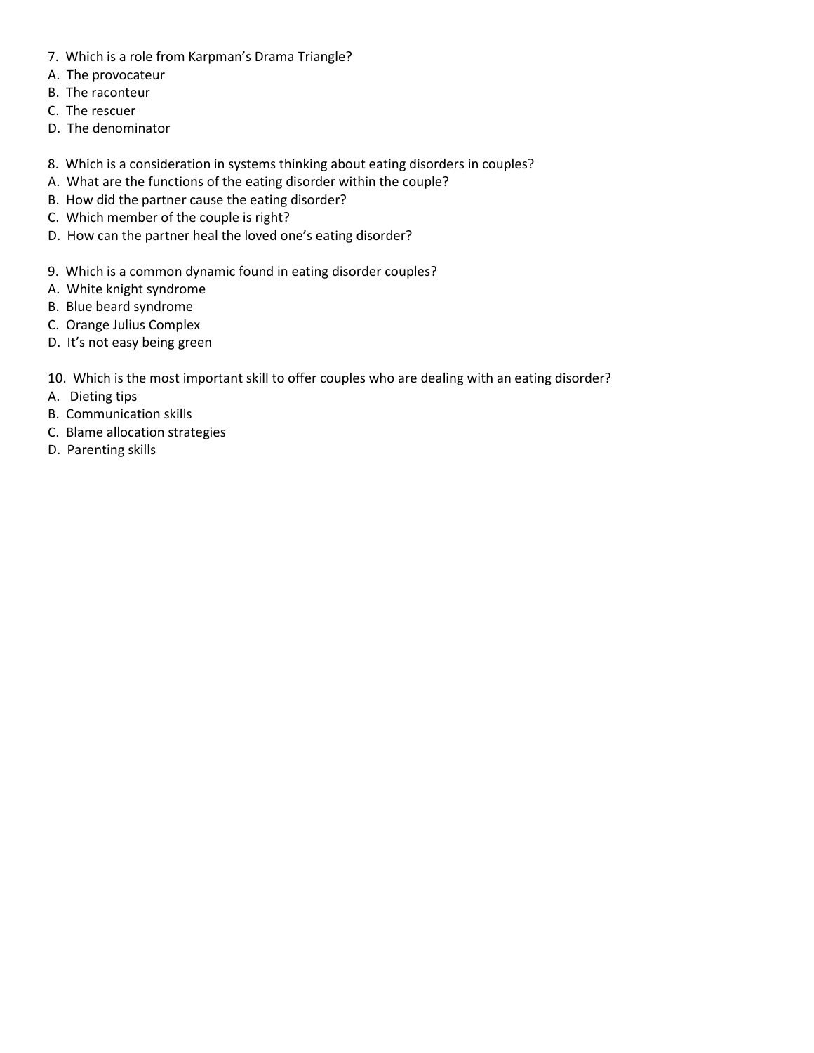7. Which is a role from Karpman's Drama Triangle?
A. The provocateur
B. The raconteur
C. The rescuer
D. The denominator

8. Which is a consideration in systems thinking about eating disorders in couples?
A. What are the functions of the eating disorder within the couple?
B. How did the partner cause the eating disorder?
C. Which member of the couple is right?
D. How can the partner heal the loved one's eating disorder?

9. Which is a common dynamic found in eating disorder couples?
A. White knight syndrome
B. Blue beard syndrome
C. Orange Julius Complex
D. It's not easy being green

10. Which is the most important skill to offer couples who are dealing with an eating disorder?
A. Dieting tips
B. Communication skills
C. Blame allocation strategies
D. Parenting skills